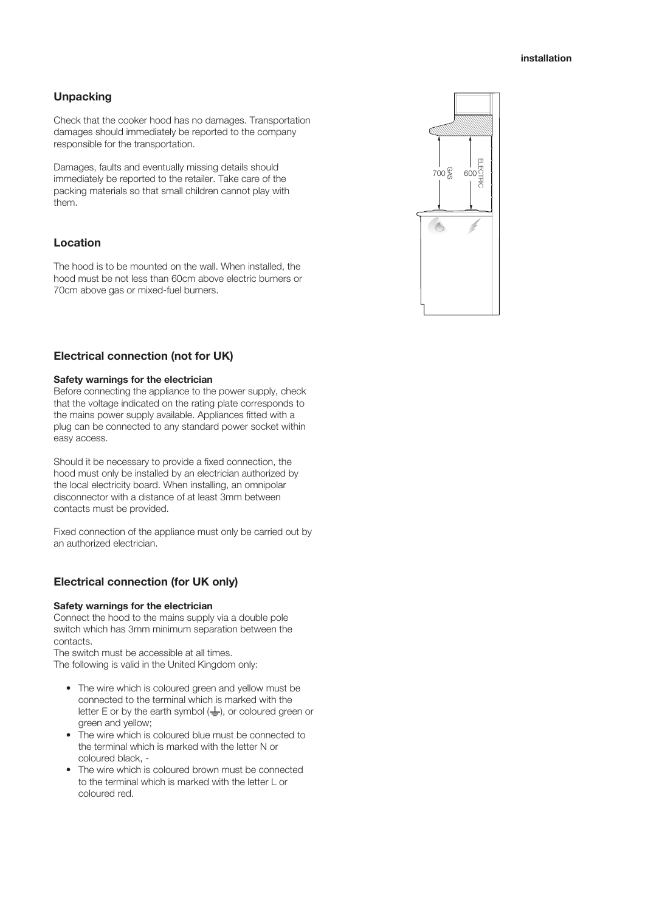## Unpacking

Check that the cooker hood has no damages. Transportation damages should immediately be reported to the company responsible for the transportation.

Damages, faults and eventually missing details should immediately be reported to the retailer. Take care of the packing materials so that small children cannot play with them.

## Location

The hood is to be mounted on the wall. When installed, the hood must be not less than 60cm above electric burners or 70cm above gas or mixed-fuel burners.

## Electrical connection (not for UK)

**Safety warnings for the electrician**

Before connecting the appliance to the power supply, check that the voltage indicated on the rating plate corresponds to the mains power supply available. Appliances fitted with a plug can be connected to any standard power socket within easy access.

Should it be necessary to provide a fixed connection, the hood must only be installed by an electrician authorized by the local electricity board. When installing, an omnipolar disconnector with a distance of at least 3mm between contacts must be provided.

Fixed connection of the appliance must only be carried out by an authorized electrician.

## Electrical connection (for UK only)

**Safety warnings for the electrician**

Connect the hood to the mains supply via a double pole switch which has 3mm minimum separation between the contacts.

The switch must be accessible at all times.

The following is valid in the United Kingdom only:

- The wire which is coloured green and yellow must be connected to the terminal which is marked with the letter E or by the earth symbol (⏚), or coloured green or green and yellow;
- The wire which is coloured blue must be connected to the terminal which is marked with the letter N or coloured black, -
- The wire which is coloured brown must be connected to the terminal which is marked with the letter L or coloured red.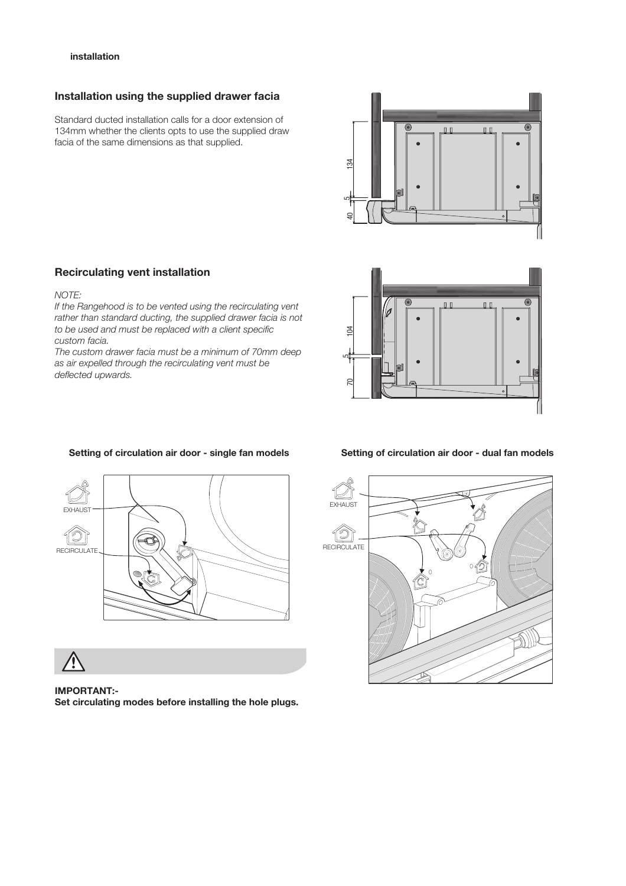## Installation using the supplied drawer facia

Standard ducted installation calls for a door extension of 134mm whether the clients opts to use the supplied draw facia of the same dimensions as that supplied.

## Recirculating vent installation

*NOTE:*

*If the Rangehood is to be vented using the recirculating vent rather than standard ducting, the supplied drawer facia is not to be used and must be replaced with a client specific custom facia.*

*The custom drawer facia must be a minimum of 70mm deep as air expelled through the recirculating vent must be deflected upwards.*

**Setting of circulation air door - single fan models**

**Setting of circulation air door - dual fan models**

**IMPORTANT:-**
**Set circulating modes before installing the hole plugs.**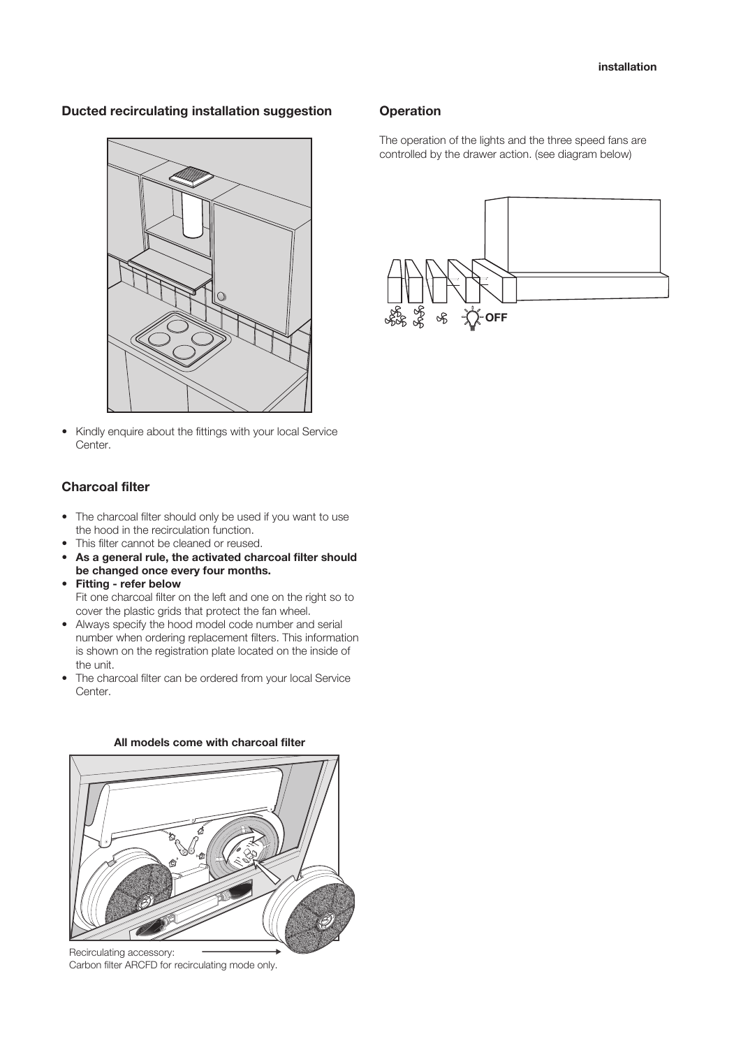## Ducted recirculating installation suggestion

- Kindly enquire about the fittings with your local Service Center.

## Charcoal filter

- The charcoal filter should only be used if you want to use the hood in the recirculation function.
- This filter cannot be cleaned or reused.
- **As a general rule, the activated charcoal filter should be changed once every four months.**
- **Fitting - refer below**
  Fit one charcoal filter on the left and one on the right so to cover the plastic grids that protect the fan wheel.
- Always specify the hood model code number and serial number when ordering replacement filters. This information is shown on the registration plate located on the inside of the unit.
- The charcoal filter can be ordered from your local Service Center.

**All models come with charcoal filter**

Recirculating accessory:
Carbon filter ARCFD for recirculating mode only.

## Operation

The operation of the lights and the three speed fans are controlled by the drawer action. (see diagram below)

OFF